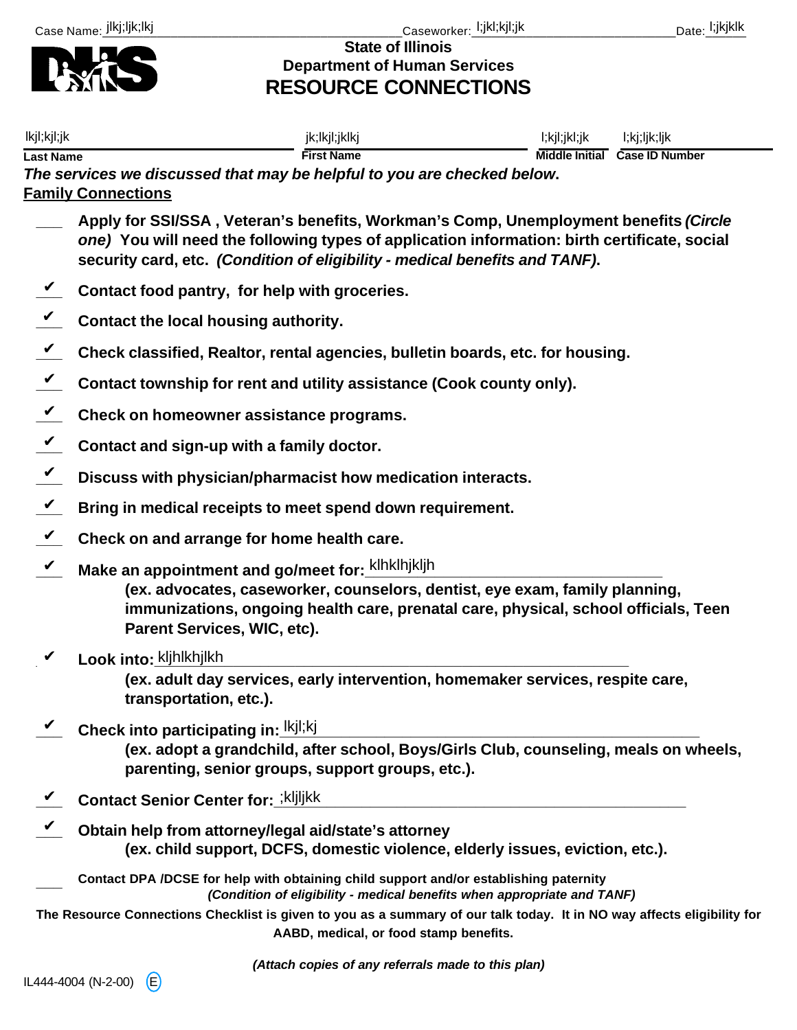Case Name: jlkj;ljk;lkj Caseworker: l;jkl;kjl;jk Date: l;jkjklk

# State of Illinois
# Department of Human Services
# RESOURCE CONNECTIONS

| lkjl;kjl;jk | jk;lkjl;jklkj | l;kjl;jkl;jk | l;kj;ljk;ljk |
|---|---|---|---|
| **Last Name** | **First Name** | **Middle Initial** | **Case ID Number** |

***The services we discussed that may be helpful to you are checked below*.**

**Family Connections**

___ **Apply for SSI/SSA , Veteran's benefits, Workman's Comp, Unemployment benefits *(Circle one)* You will need the following types of application information: birth certificate, social security card, etc. *(Condition of eligibility - medical benefits and TANF)*.**

✔ **Contact food pantry, for help with groceries.**

✔ **Contact the local housing authority.**

✔ **Check classified, Realtor, rental agencies, bulletin boards, etc. for housing.**

✔ **Contact township for rent and utility assistance (Cook county only).**

✔ **Check on homeowner assistance programs.**

✔ **Contact and sign-up with a family doctor.**

✔ **Discuss with physician/pharmacist how medication interacts.**

✔ **Bring in medical receipts to meet spend down requirement.**

✔ **Check on and arrange for home health care.**

✔ **Make an appointment and go/meet for:** klhklhjkljh
**(ex. advocates, caseworker, counselors, dentist, eye exam, family planning, immunizations, ongoing health care, prenatal care, physical, school officials, Teen Parent Services, WIC, etc).**

✔ **Look into:** kljhlkhjlkh
**(ex. adult day services, early intervention, homemaker services, respite care, transportation, etc.).**

✔ **Check into participating in:** lkjl;kj
**(ex. adopt a grandchild, after school, Boys/Girls Club, counseling, meals on wheels, parenting, senior groups, support groups, etc.).**

✔ **Contact Senior Center for:** ;kljljkk

✔ **Obtain help from attorney/legal aid/state's attorney**
**(ex. child support, DCFS, domestic violence, elderly issues, eviction, etc.).**

___ **Contact DPA /DCSE for help with obtaining child support and/or establishing paternity**
***(Condition of eligibility - medical benefits when appropriate and TANF)***

**The Resource Connections Checklist is given to you as a summary of our talk today. It in NO way affects eligibility for AABD, medical, or food stamp benefits.**

***(Attach copies of any referrals made to this plan)***

IL444-4004 (N-2-00) E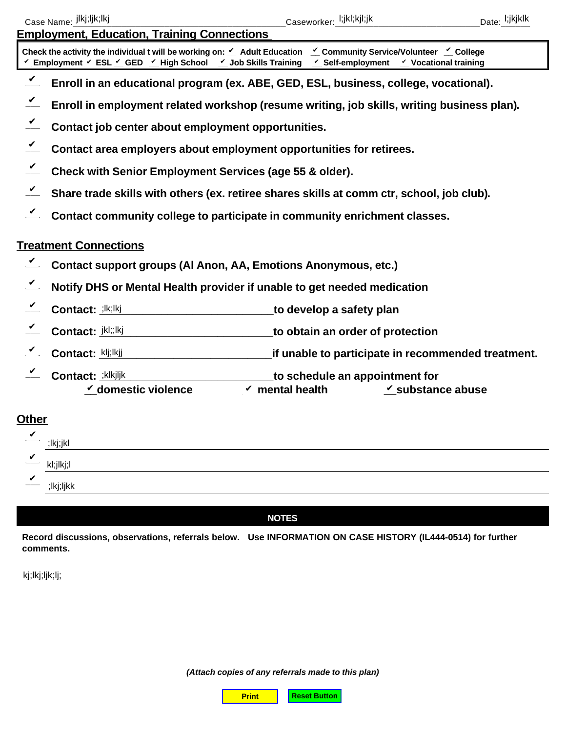Case Name: jlkj;ljk;lkj Caseworker: l;jkl;kjl;jk Date: l;jkjklk

## Employment, Education, Training Connections

**Check the activity the individual t will be working on:** ✔ **Adult Education** ✔ **Community Service/Volunteer** ✔ **College**
✔ **Employment** ✔ **ESL** ✔ **GED** ✔ **High School** ✔ **Job Skills Training** ✔ **Self-employment** ✔ **Vocational training**

✔ **Enroll in an educational program (ex. ABE, GED, ESL, business, college, vocational).**

✔ **Enroll in employment related workshop (resume writing, job skills, writing business plan).**

✔ **Contact job center about employment opportunities.**

✔ **Contact area employers about employment opportunities for retirees.**

✔ **Check with Senior Employment Services (age 55 & older).**

✔ **Share trade skills with others (ex. retiree shares skills at comm ctr, school, job club).**

✔ **Contact community college to participate in community enrichment classes.**

## Treatment Connections

✔ **Contact support groups (Al Anon, AA, Emotions Anonymous, etc.)**

✔ **Notify DHS or Mental Health provider if unable to get needed medication**

✔ **Contact:** ;lk;lkj **to develop a safety plan**

✔ **Contact:** jkl;;lkj **to obtain an order of protection**

✔ **Contact:** klj;lkjj **if unable to participate in recommended treatment.**

✔ **Contact:** ;klkjljk **to schedule an appointment for**
✔ **domestic violence** ✔ **mental health** ✔ **substance abuse**

## Other

✔ ;lkj;jkl

✔ kl;jlkj;l

✔ ;lkj;ljkk

## NOTES

**Record discussions, observations, referrals below. Use INFORMATION ON CASE HISTORY (IL444-0514) for further comments.**

kj;lkj;ljk;lj;

***(Attach copies of any referrals made to this plan)***

Print Reset Button